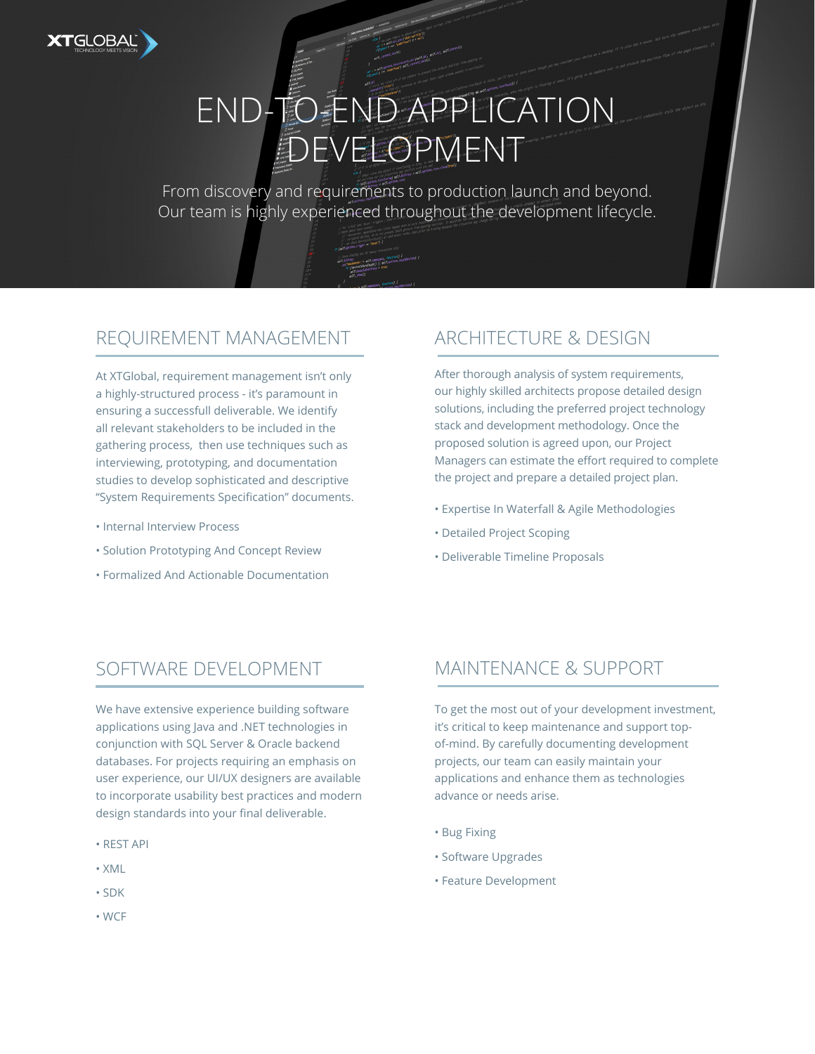XTGLOBAL
TECHNOLOGY MEETS VISION

# END-TO-END APPLICATION DEVELOPMENT

From discovery and requirements to production launch and beyond. Our team is highly experienced throughout the development lifecycle.

## REQUIREMENT MANAGEMENT

At XTGlobal, requirement management isn't only a highly-structured process - it's paramount in ensuring a successfull deliverable. We identify all relevant stakeholders to be included in the gathering process, then use techniques such as interviewing, prototyping, and documentation studies to develop sophisticated and descriptive "System Requirements Specification" documents.

- Internal Interview Process
- Solution Prototyping And Concept Review
- Formalized And Actionable Documentation

## ARCHITECTURE & DESIGN

After thorough analysis of system requirements, our highly skilled architects propose detailed design solutions, including the preferred project technology stack and development methodology. Once the proposed solution is agreed upon, our Project Managers can estimate the effort required to complete the project and prepare a detailed project plan.

- Expertise In Waterfall & Agile Methodologies
- Detailed Project Scoping
- Deliverable Timeline Proposals

## SOFTWARE DEVELOPMENT

We have extensive experience building software applications using Java and .NET technologies in conjunction with SQL Server & Oracle backend databases. For projects requiring an emphasis on user experience, our UI/UX designers are available to incorporate usability best practices and modern design standards into your final deliverable.

- REST API
- XML
- SDK
- WCF

## MAINTENANCE & SUPPORT

To get the most out of your development investment, it's critical to keep maintenance and support top-of-mind. By carefully documenting development projects, our team can easily maintain your applications and enhance them as technologies advance or needs arise.

- Bug Fixing
- Software Upgrades
- Feature Development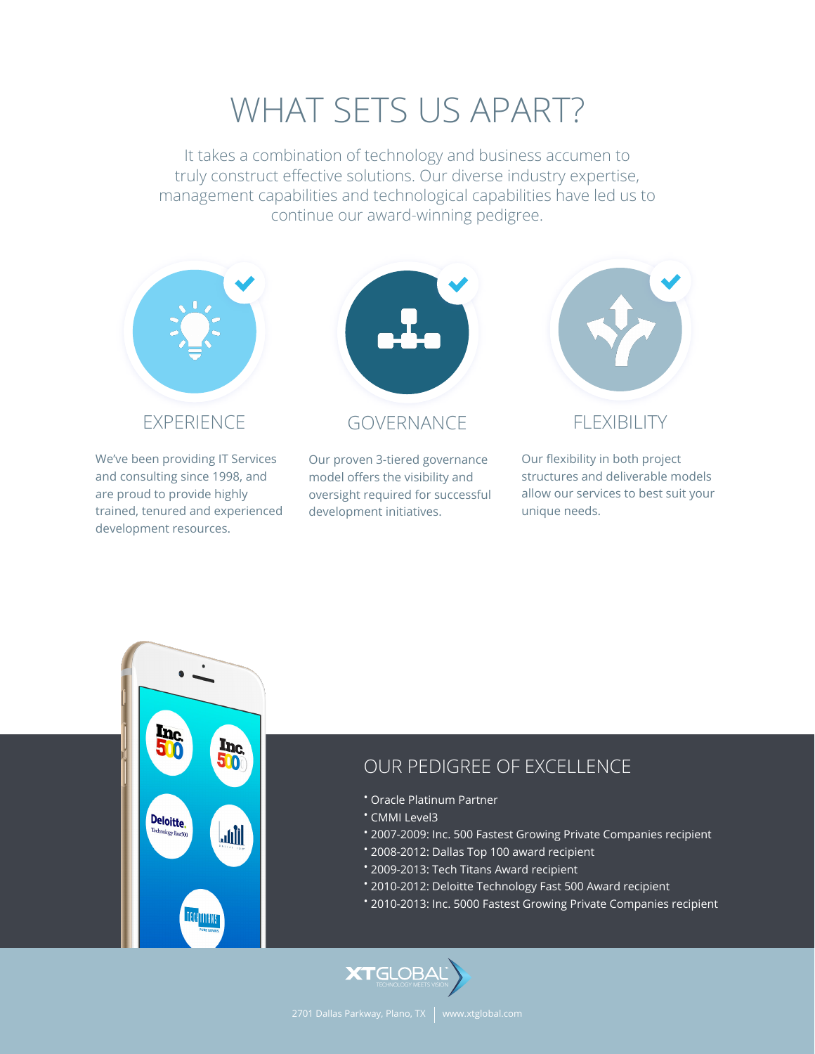# WHAT SETS US APART?

It takes a combination of technology and business accumen to truly construct effective solutions. Our diverse industry expertise, management capabilities and technological capabilities have led us to continue our award-winning pedigree.

## EXPERIENCE

We've been providing IT Services and consulting since 1998, and are proud to provide highly trained, tenured and experienced development resources.

## GOVERNANCE

Our proven 3-tiered governance model offers the visibility and oversight required for successful development initiatives.

## FLEXIBILITY

Our flexibility in both project structures and deliverable models allow our services to best suit your unique needs.

## OUR PEDIGREE OF EXCELLENCE

- Oracle Platinum Partner
- CMMI Level3
- 2007-2009: Inc. 500 Fastest Growing Private Companies recipient
- 2008-2012: Dallas Top 100 award recipient
- 2009-2013: Tech Titans Award recipient
- 2010-2012: Deloitte Technology Fast 500 Award recipient
- 2010-2013: Inc. 5000 Fastest Growing Private Companies recipient

XTGLOBAL TECHNOLOGY MEETS VISION

2701 Dallas Parkway, Plano, TX | www.xtglobal.com